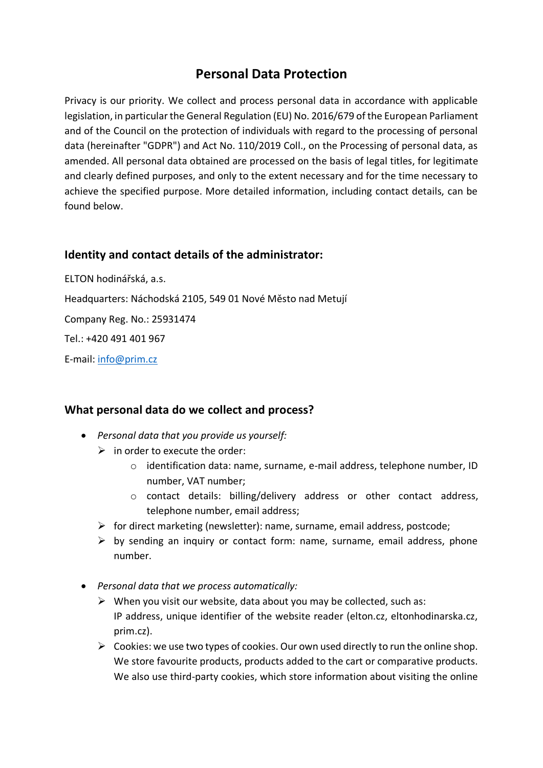# Personal Data Protection

Privacy is our priority. We collect and process personal data in accordance with applicable legislation, in particular the General Regulation (EU) No. 2016/679 of the European Parliament and of the Council on the protection of individuals with regard to the processing of personal data (hereinafter "GDPR") and Act No. 110/2019 Coll., on the Processing of personal data, as amended. All personal data obtained are processed on the basis of legal titles, for legitimate and clearly defined purposes, and only to the extent necessary and for the time necessary to achieve the specified purpose. More detailed information, including contact details, can be found below.

## Identity and contact details of the administrator:

ELTON hodinářská, a.s.

Headquarters: Náchodská 2105, 549 01 Nové Město nad Metují

Company Reg. No.: 25931474

Tel.: +420 491 401 967

E-mail: info@prim.cz

## What personal data do we collect and process?

- *Personal data that you provide us yourself:*
  - in order to execute the order:
    - identification data: name, surname, e-mail address, telephone number, ID number, VAT number;
    - contact details: billing/delivery address or other contact address, telephone number, email address;
  - for direct marketing (newsletter): name, surname, email address, postcode;
  - by sending an inquiry or contact form: name, surname, email address, phone number.

- *Personal data that we process automatically:*
  - When you visit our website, data about you may be collected, such as: IP address, unique identifier of the website reader (elton.cz, eltonhodinarska.cz, prim.cz).
  - Cookies: we use two types of cookies. Our own used directly to run the online shop. We store favourite products, products added to the cart or comparative products. We also use third-party cookies, which store information about visiting the online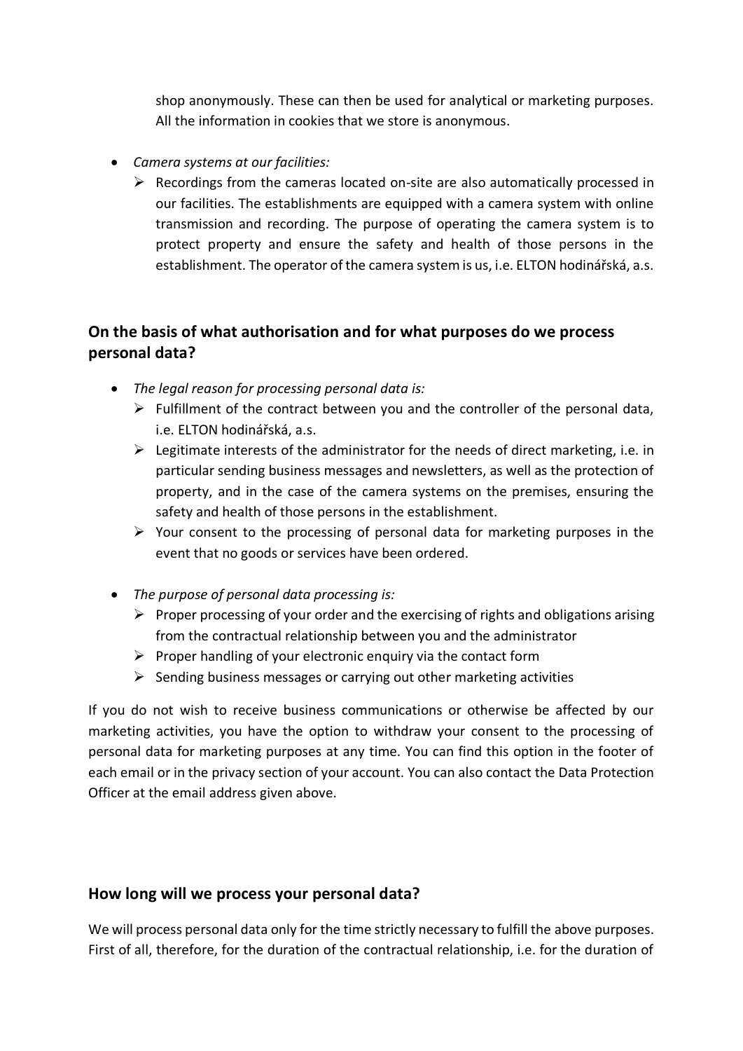shop anonymously. These can then be used for analytical or marketing purposes. All the information in cookies that we store is anonymous.

- *Camera systems at our facilities:*
  - Recordings from the cameras located on-site are also automatically processed in our facilities. The establishments are equipped with a camera system with online transmission and recording. The purpose of operating the camera system is to protect property and ensure the safety and health of those persons in the establishment. The operator of the camera system is us, i.e. ELTON hodinářská, a.s.

## On the basis of what authorisation and for what purposes do we process personal data?

- *The legal reason for processing personal data is:*
  - Fulfillment of the contract between you and the controller of the personal data, i.e. ELTON hodinářská, a.s.
  - Legitimate interests of the administrator for the needs of direct marketing, i.e. in particular sending business messages and newsletters, as well as the protection of property, and in the case of the camera systems on the premises, ensuring the safety and health of those persons in the establishment.
  - Your consent to the processing of personal data for marketing purposes in the event that no goods or services have been ordered.
- *The purpose of personal data processing is:*
  - Proper processing of your order and the exercising of rights and obligations arising from the contractual relationship between you and the administrator
  - Proper handling of your electronic enquiry via the contact form
  - Sending business messages or carrying out other marketing activities

If you do not wish to receive business communications or otherwise be affected by our marketing activities, you have the option to withdraw your consent to the processing of personal data for marketing purposes at any time. You can find this option in the footer of each email or in the privacy section of your account. You can also contact the Data Protection Officer at the email address given above.

## How long will we process your personal data?

We will process personal data only for the time strictly necessary to fulfill the above purposes. First of all, therefore, for the duration of the contractual relationship, i.e. for the duration of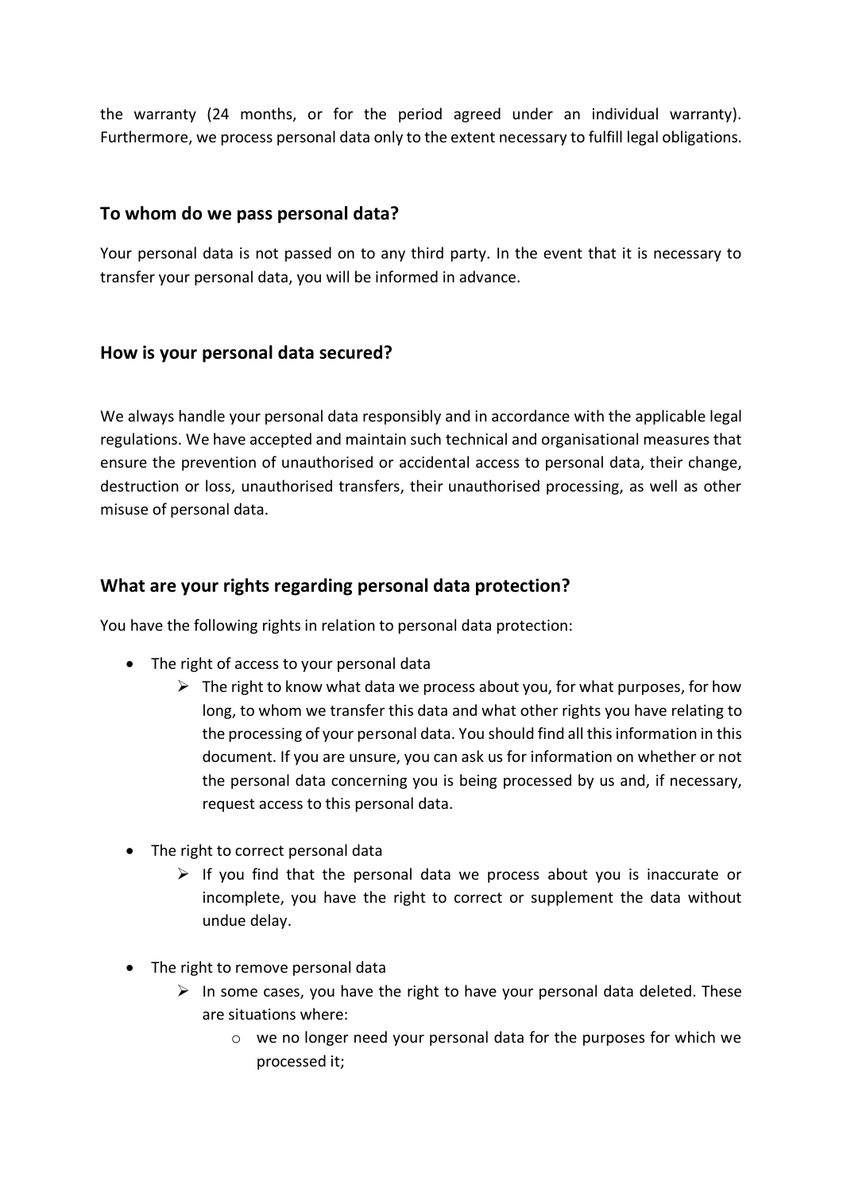the warranty (24 months, or for the period agreed under an individual warranty). Furthermore, we process personal data only to the extent necessary to fulfill legal obligations.

## To whom do we pass personal data?

Your personal data is not passed on to any third party. In the event that it is necessary to transfer your personal data, you will be informed in advance.

## How is your personal data secured?

We always handle your personal data responsibly and in accordance with the applicable legal regulations. We have accepted and maintain such technical and organisational measures that ensure the prevention of unauthorised or accidental access to personal data, their change, destruction or loss, unauthorised transfers, their unauthorised processing, as well as other misuse of personal data.

## What are your rights regarding personal data protection?

You have the following rights in relation to personal data protection:

- The right of access to your personal data
  - The right to know what data we process about you, for what purposes, for how long, to whom we transfer this data and what other rights you have relating to the processing of your personal data. You should find all this information in this document. If you are unsure, you can ask us for information on whether or not the personal data concerning you is being processed by us and, if necessary, request access to this personal data.
- The right to correct personal data
  - If you find that the personal data we process about you is inaccurate or incomplete, you have the right to correct or supplement the data without undue delay.
- The right to remove personal data
  - In some cases, you have the right to have your personal data deleted. These are situations where:
    - we no longer need your personal data for the purposes for which we processed it;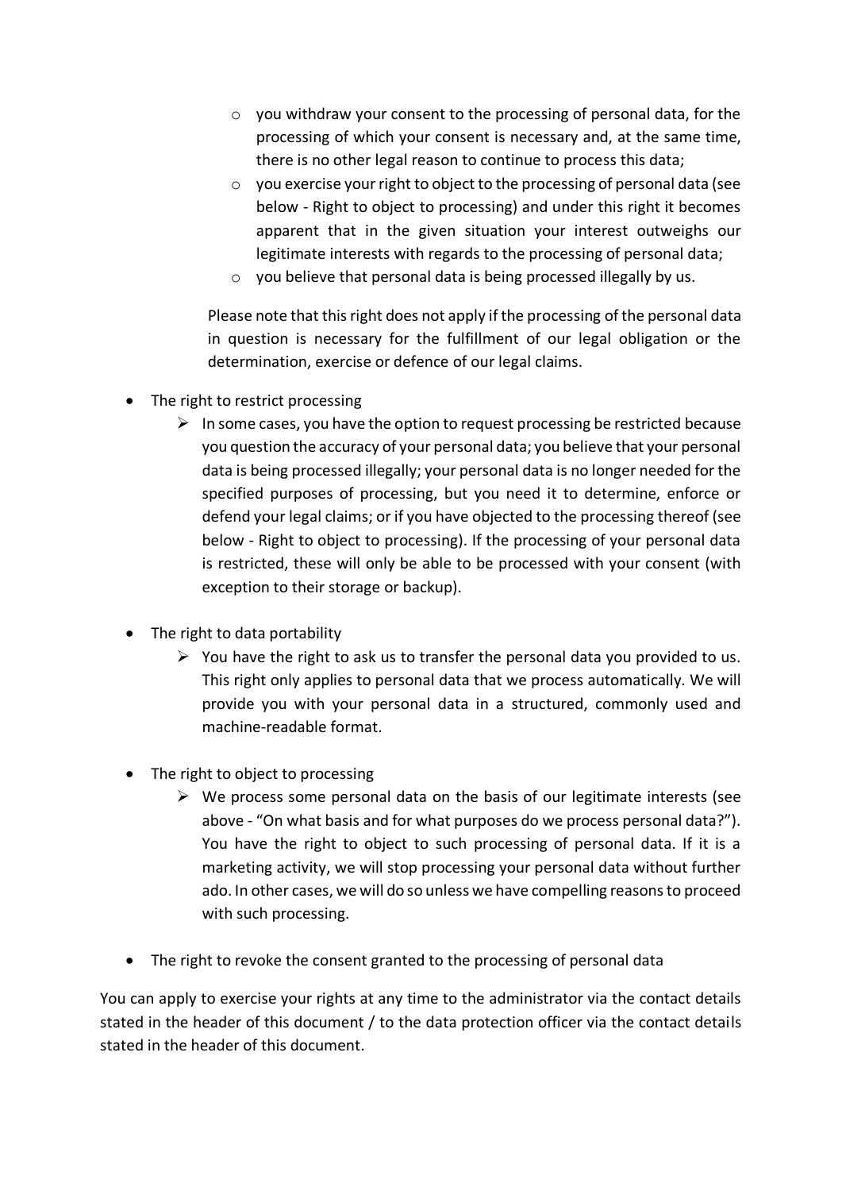- you withdraw your consent to the processing of personal data, for the processing of which your consent is necessary and, at the same time, there is no other legal reason to continue to process this data;
  - you exercise your right to object to the processing of personal data (see below - Right to object to processing) and under this right it becomes apparent that in the given situation your interest outweighs our legitimate interests with regards to the processing of personal data;
  - you believe that personal data is being processed illegally by us.

  Please note that this right does not apply if the processing of the personal data in question is necessary for the fulfillment of our legal obligation or the determination, exercise or defence of our legal claims.

- The right to restrict processing
  - In some cases, you have the option to request processing be restricted because you question the accuracy of your personal data; you believe that your personal data is being processed illegally; your personal data is no longer needed for the specified purposes of processing, but you need it to determine, enforce or defend your legal claims; or if you have objected to the processing thereof (see below - Right to object to processing). If the processing of your personal data is restricted, these will only be able to be processed with your consent (with exception to their storage or backup).

- The right to data portability
  - You have the right to ask us to transfer the personal data you provided to us. This right only applies to personal data that we process automatically. We will provide you with your personal data in a structured, commonly used and machine-readable format.

- The right to object to processing
  - We process some personal data on the basis of our legitimate interests (see above - "On what basis and for what purposes do we process personal data?"). You have the right to object to such processing of personal data. If it is a marketing activity, we will stop processing your personal data without further ado. In other cases, we will do so unless we have compelling reasons to proceed with such processing.

- The right to revoke the consent granted to the processing of personal data

You can apply to exercise your rights at any time to the administrator via the contact details stated in the header of this document / to the data protection officer via the contact details stated in the header of this document.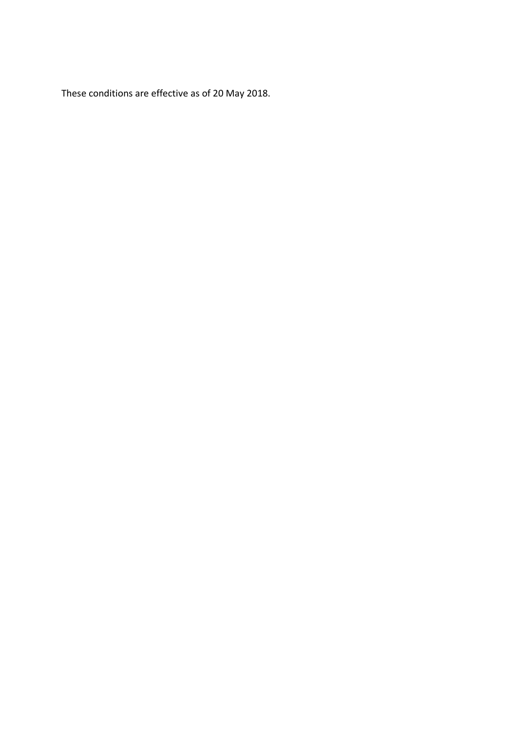These conditions are effective as of 20 May 2018.